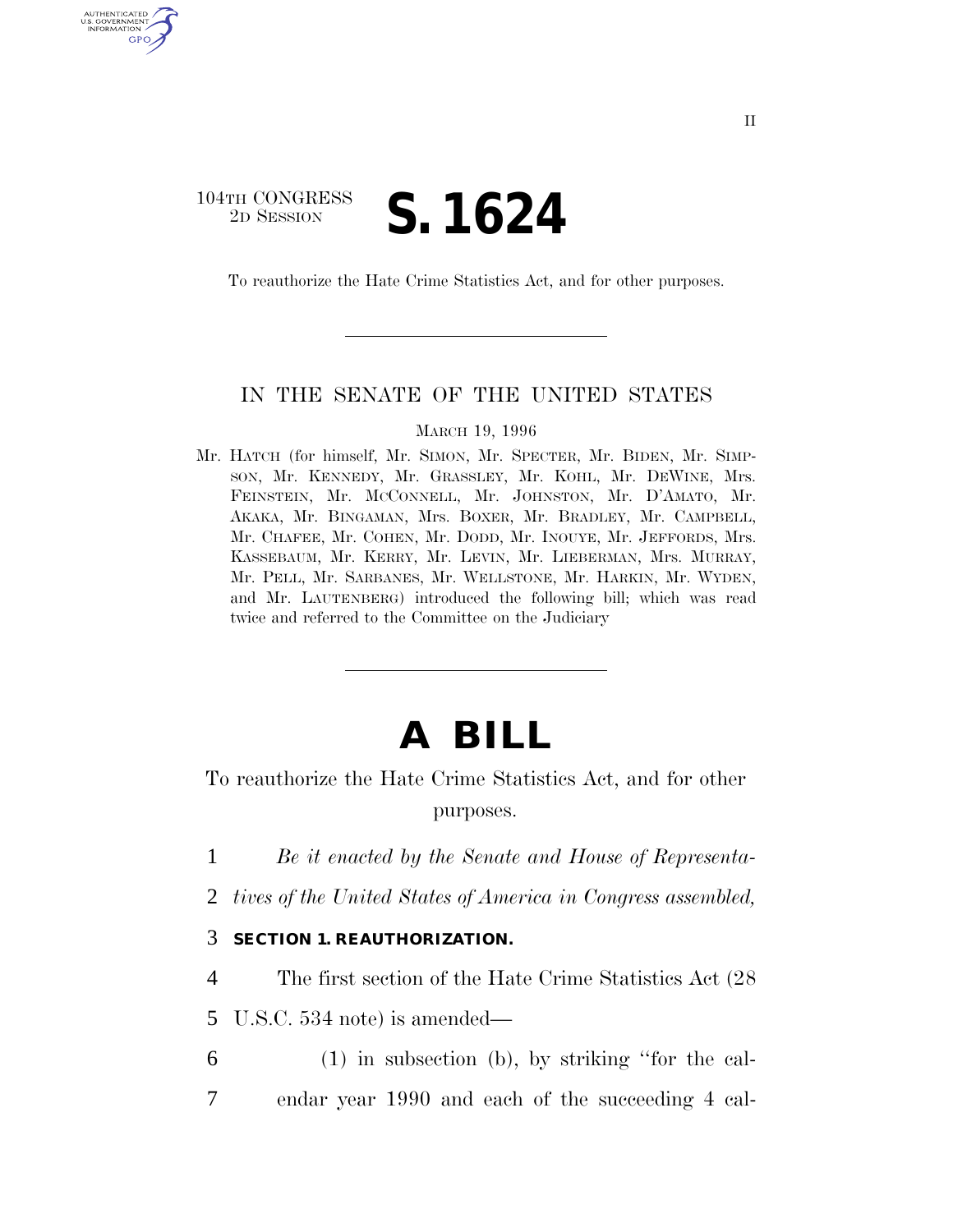104TH CONGRESS
2D SESSION

# S. 1624

To reauthorize the Hate Crime Statistics Act, and for other purposes.

---

IN THE SENATE OF THE UNITED STATES

MARCH 19, 1996

Mr. HATCH (for himself, Mr. SIMON, Mr. SPECTER, Mr. BIDEN, Mr. SIMPSON, Mr. KENNEDY, Mr. GRASSLEY, Mr. KOHL, Mr. DEWINE, Mrs. FEINSTEIN, Mr. MCCONNELL, Mr. JOHNSTON, Mr. D'AMATO, Mr. AKAKA, Mr. BINGAMAN, Mrs. BOXER, Mr. BRADLEY, Mr. CAMPBELL, Mr. CHAFEE, Mr. COHEN, Mr. DODD, Mr. INOUYE, Mr. JEFFORDS, Mrs. KASSEBAUM, Mr. KERRY, Mr. LEVIN, Mr. LIEBERMAN, Mrs. MURRAY, Mr. PELL, Mr. SARBANES, Mr. WELLSTONE, Mr. HARKIN, Mr. WYDEN, and Mr. LAUTENBERG) introduced the following bill; which was read twice and referred to the Committee on the Judiciary

---

# A BILL

To reauthorize the Hate Crime Statistics Act, and for other purposes.

1 *Be it enacted by the Senate and House of Representa-*
2 *tives of the United States of America in Congress assembled,*

3 **SECTION 1. REAUTHORIZATION.**

4 The first section of the Hate Crime Statistics Act (28
5 U.S.C. 534 note) is amended—

6 (1) in subsection (b), by striking "for the cal-
7 endar year 1990 and each of the succeeding 4 cal-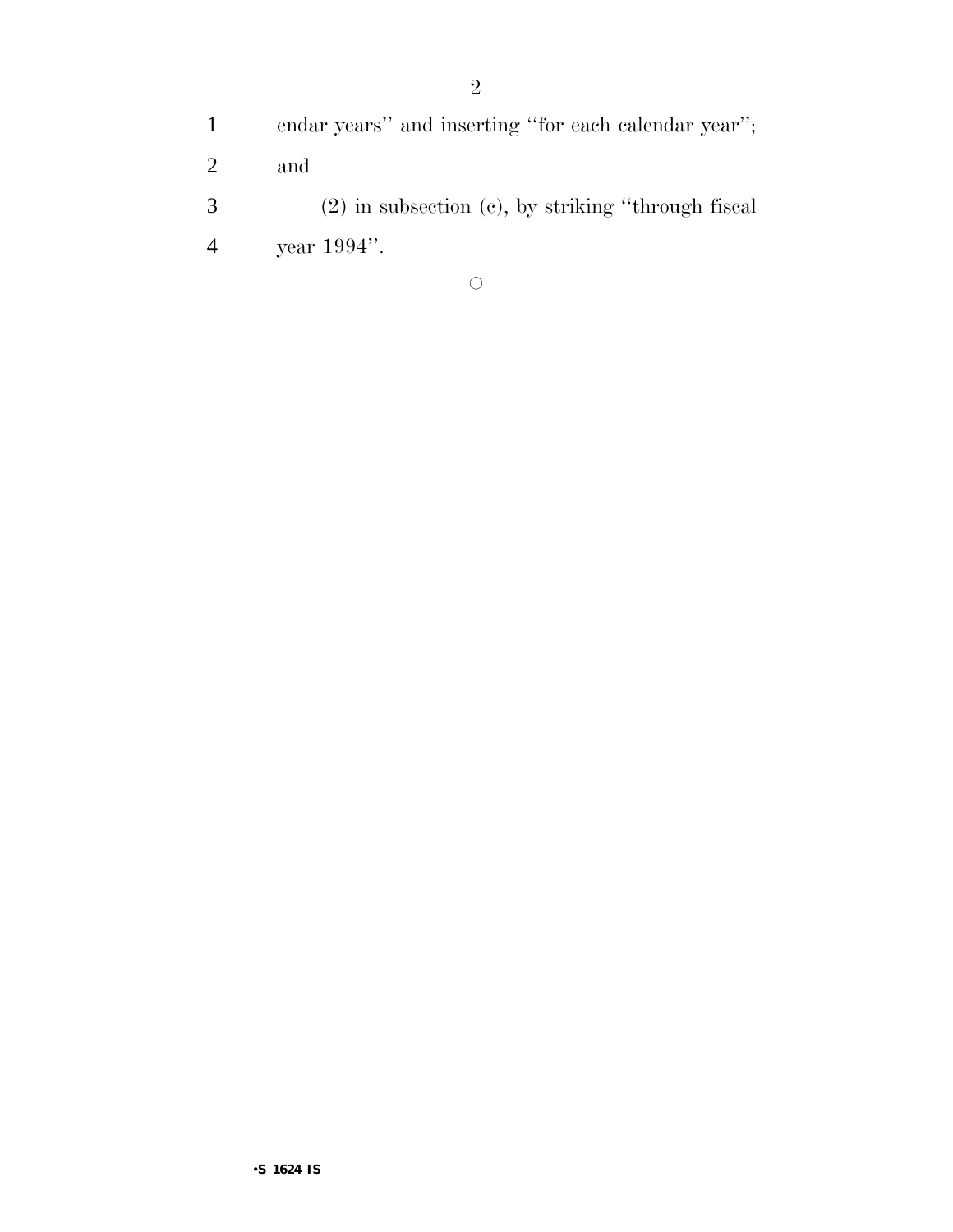endar years'' and inserting ''for each calendar year''; and

(2) in subsection (c), by striking ''through fiscal year 1994''.

○